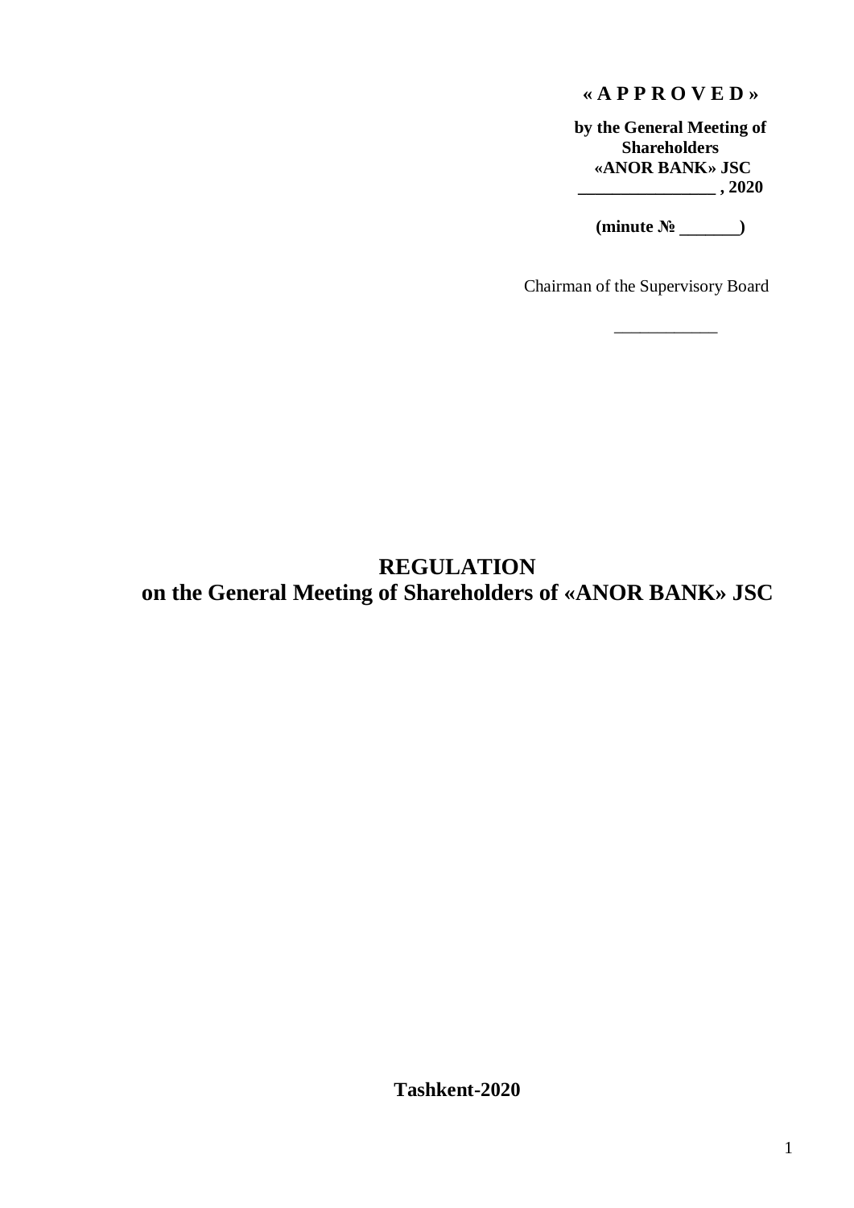**« A P P R O V E D »**

**by the General Meeting of Shareholders «ANOR BANK» JSC**
**________________ , 2020**

**(minute № _______)**

Chairman of the Supervisory Board

____________

# REGULATION
# on the General Meeting of Shareholders of «ANOR BANK» JSC

**Tashkent-2020**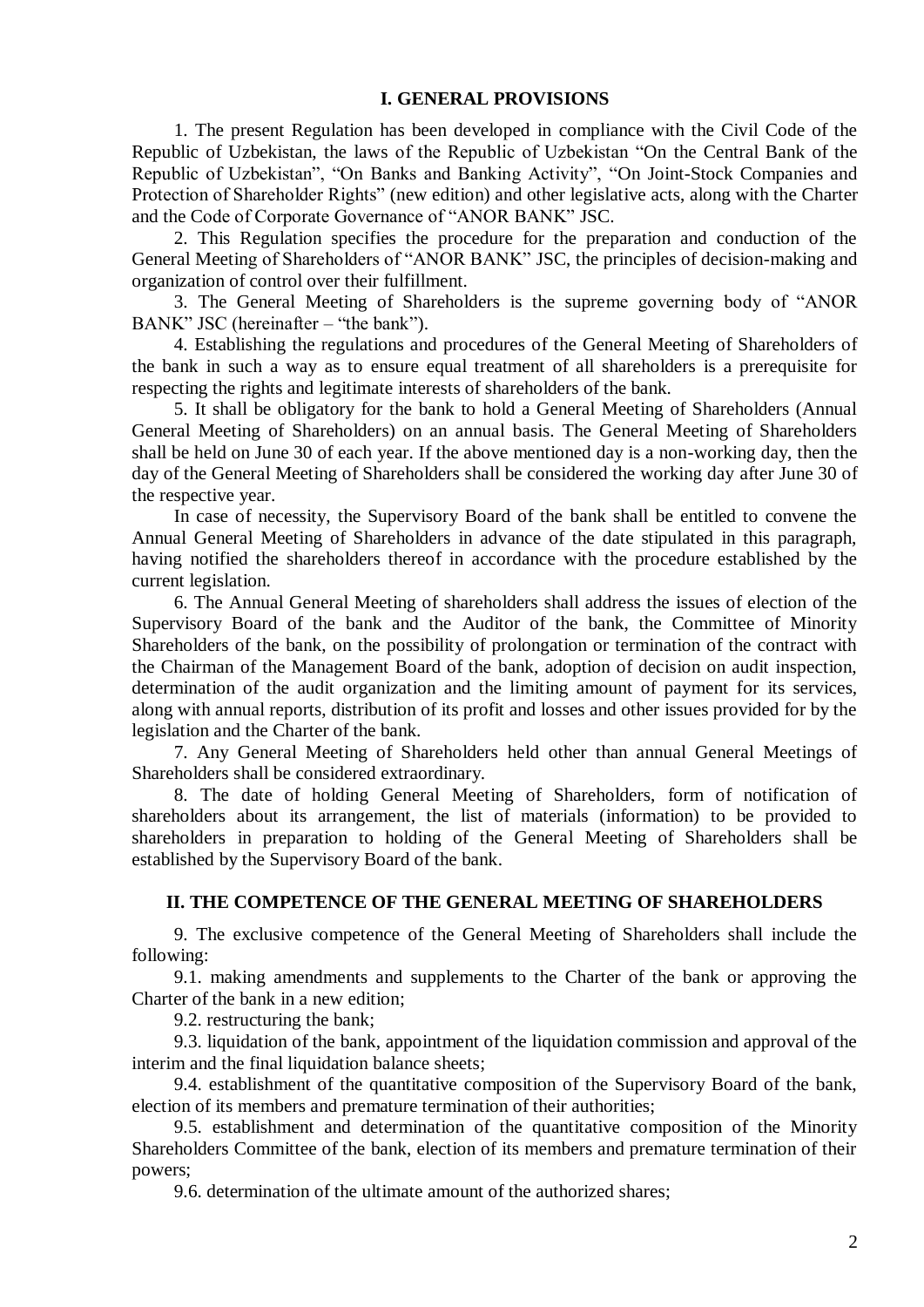## I. GENERAL PROVISIONS

1. The present Regulation has been developed in compliance with the Civil Code of the Republic of Uzbekistan, the laws of the Republic of Uzbekistan "On the Central Bank of the Republic of Uzbekistan", "On Banks and Banking Activity", "On Joint-Stock Companies and Protection of Shareholder Rights" (new edition) and other legislative acts, along with the Charter and the Code of Corporate Governance of "ANOR BANK" JSC.

2. This Regulation specifies the procedure for the preparation and conduction of the General Meeting of Shareholders of "ANOR BANK" JSC, the principles of decision-making and organization of control over their fulfillment.

3. The General Meeting of Shareholders is the supreme governing body of "ANOR BANK" JSC (hereinafter – "the bank").

4. Establishing the regulations and procedures of the General Meeting of Shareholders of the bank in such a way as to ensure equal treatment of all shareholders is a prerequisite for respecting the rights and legitimate interests of shareholders of the bank.

5. It shall be obligatory for the bank to hold a General Meeting of Shareholders (Annual General Meeting of Shareholders) on an annual basis. The General Meeting of Shareholders shall be held on June 30 of each year. If the above mentioned day is a non-working day, then the day of the General Meeting of Shareholders shall be considered the working day after June 30 of the respective year.

In case of necessity, the Supervisory Board of the bank shall be entitled to convene the Annual General Meeting of Shareholders in advance of the date stipulated in this paragraph, having notified the shareholders thereof in accordance with the procedure established by the current legislation.

6. The Annual General Meeting of shareholders shall address the issues of election of the Supervisory Board of the bank and the Auditor of the bank, the Committee of Minority Shareholders of the bank, on the possibility of prolongation or termination of the contract with the Chairman of the Management Board of the bank, adoption of decision on audit inspection, determination of the audit organization and the limiting amount of payment for its services, along with annual reports, distribution of its profit and losses and other issues provided for by the legislation and the Charter of the bank.

7. Any General Meeting of Shareholders held other than annual General Meetings of Shareholders shall be considered extraordinary.

8. The date of holding General Meeting of Shareholders, form of notification of shareholders about its arrangement, the list of materials (information) to be provided to shareholders in preparation to holding of the General Meeting of Shareholders shall be established by the Supervisory Board of the bank.

## II. THE COMPETENCE OF THE GENERAL MEETING OF SHAREHOLDERS

9. The exclusive competence of the General Meeting of Shareholders shall include the following:

9.1. making amendments and supplements to the Charter of the bank or approving the Charter of the bank in a new edition;

9.2. restructuring the bank;

9.3. liquidation of the bank, appointment of the liquidation commission and approval of the interim and the final liquidation balance sheets;

9.4. establishment of the quantitative composition of the Supervisory Board of the bank, election of its members and premature termination of their authorities;

9.5. establishment and determination of the quantitative composition of the Minority Shareholders Committee of the bank, election of its members and premature termination of their powers;

9.6. determination of the ultimate amount of the authorized shares;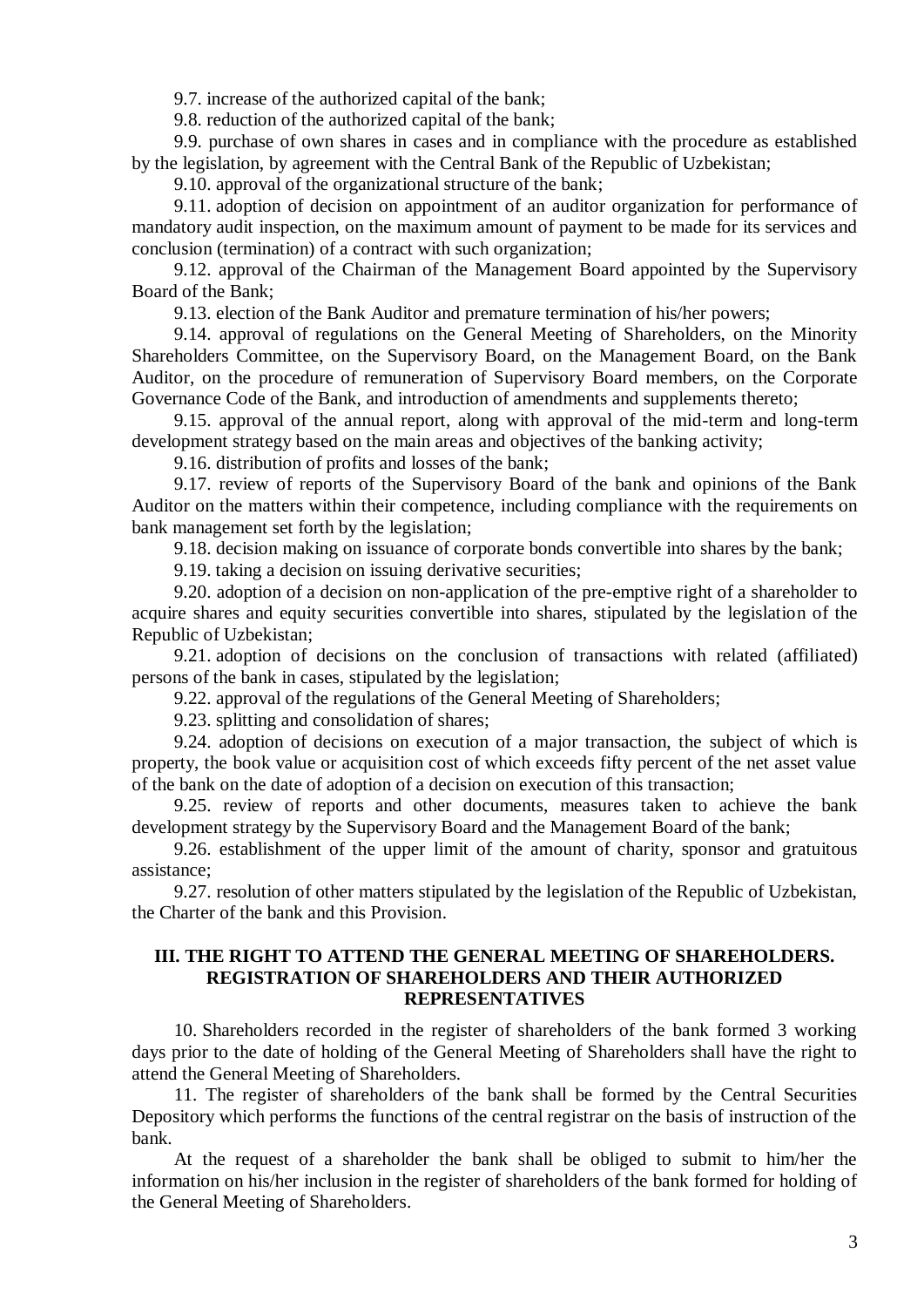9.7. increase of the authorized capital of the bank;

9.8. reduction of the authorized capital of the bank;

9.9. purchase of own shares in cases and in compliance with the procedure as established by the legislation, by agreement with the Central Bank of the Republic of Uzbekistan;

9.10. approval of the organizational structure of the bank;

9.11. adoption of decision on appointment of an auditor organization for performance of mandatory audit inspection, on the maximum amount of payment to be made for its services and conclusion (termination) of a contract with such organization;

9.12. approval of the Chairman of the Management Board appointed by the Supervisory Board of the Bank;

9.13. election of the Bank Auditor and premature termination of his/her powers;

9.14. approval of regulations on the General Meeting of Shareholders, on the Minority Shareholders Committee, on the Supervisory Board, on the Management Board, on the Bank Auditor, on the procedure of remuneration of Supervisory Board members, on the Corporate Governance Code of the Bank, and introduction of amendments and supplements thereto;

9.15. approval of the annual report, along with approval of the mid-term and long-term development strategy based on the main areas and objectives of the banking activity;

9.16. distribution of profits and losses of the bank;

9.17. review of reports of the Supervisory Board of the bank and opinions of the Bank Auditor on the matters within their competence, including compliance with the requirements on bank management set forth by the legislation;

9.18. decision making on issuance of corporate bonds convertible into shares by the bank;

9.19. taking a decision on issuing derivative securities;

9.20. adoption of a decision on non-application of the pre-emptive right of a shareholder to acquire shares and equity securities convertible into shares, stipulated by the legislation of the Republic of Uzbekistan;

9.21. adoption of decisions on the conclusion of transactions with related (affiliated) persons of the bank in cases, stipulated by the legislation;

9.22. approval of the regulations of the General Meeting of Shareholders;

9.23. splitting and consolidation of shares;

9.24. adoption of decisions on execution of a major transaction, the subject of which is property, the book value or acquisition cost of which exceeds fifty percent of the net asset value of the bank on the date of adoption of a decision on execution of this transaction;

9.25. review of reports and other documents, measures taken to achieve the bank development strategy by the Supervisory Board and the Management Board of the bank;

9.26. establishment of the upper limit of the amount of charity, sponsor and gratuitous assistance;

9.27. resolution of other matters stipulated by the legislation of the Republic of Uzbekistan, the Charter of the bank and this Provision.

## III. THE RIGHT TO ATTEND THE GENERAL MEETING OF SHAREHOLDERS. REGISTRATION OF SHAREHOLDERS AND THEIR AUTHORIZED REPRESENTATIVES

10. Shareholders recorded in the register of shareholders of the bank formed 3 working days prior to the date of holding of the General Meeting of Shareholders shall have the right to attend the General Meeting of Shareholders.

11. The register of shareholders of the bank shall be formed by the Central Securities Depository which performs the functions of the central registrar on the basis of instruction of the bank.

At the request of a shareholder the bank shall be obliged to submit to him/her the information on his/her inclusion in the register of shareholders of the bank formed for holding of the General Meeting of Shareholders.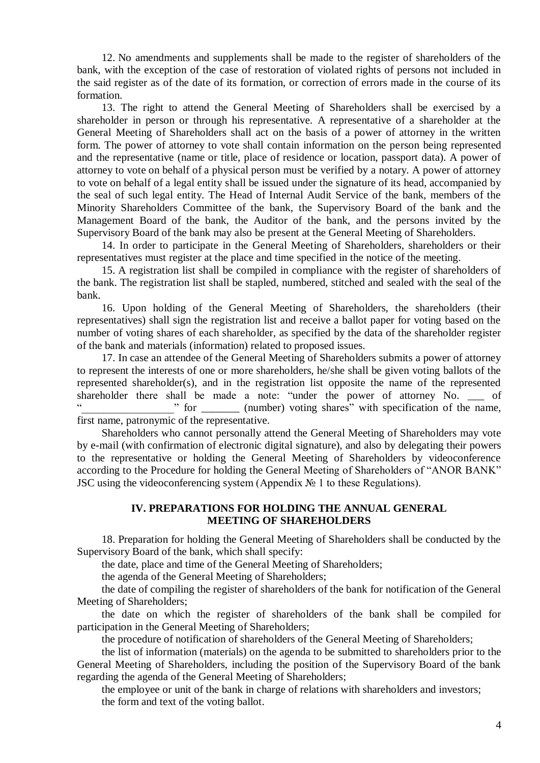12. No amendments and supplements shall be made to the register of shareholders of the bank, with the exception of the case of restoration of violated rights of persons not included in the said register as of the date of its formation, or correction of errors made in the course of its formation.

13. The right to attend the General Meeting of Shareholders shall be exercised by a shareholder in person or through his representative. A representative of a shareholder at the General Meeting of Shareholders shall act on the basis of a power of attorney in the written form. The power of attorney to vote shall contain information on the person being represented and the representative (name or title, place of residence or location, passport data). A power of attorney to vote on behalf of a physical person must be verified by a notary. A power of attorney to vote on behalf of a legal entity shall be issued under the signature of its head, accompanied by the seal of such legal entity. The Head of Internal Audit Service of the bank, members of the Minority Shareholders Committee of the bank, the Supervisory Board of the bank and the Management Board of the bank, the Auditor of the bank, and the persons invited by the Supervisory Board of the bank may also be present at the General Meeting of Shareholders.

14. In order to participate in the General Meeting of Shareholders, shareholders or their representatives must register at the place and time specified in the notice of the meeting.

15. A registration list shall be compiled in compliance with the register of shareholders of the bank. The registration list shall be stapled, numbered, stitched and sealed with the seal of the bank.

16. Upon holding of the General Meeting of Shareholders, the shareholders (their representatives) shall sign the registration list and receive a ballot paper for voting based on the number of voting shares of each shareholder, as specified by the data of the shareholder register of the bank and materials (information) related to proposed issues.

17. In case an attendee of the General Meeting of Shareholders submits a power of attorney to represent the interests of one or more shareholders, he/she shall be given voting ballots of the represented shareholder(s), and in the registration list opposite the name of the represented shareholder there shall be made a note: "under the power of attorney No. ___ of "_________________" for _______ (number) voting shares" with specification of the name, first name, patronymic of the representative.

Shareholders who cannot personally attend the General Meeting of Shareholders may vote by e-mail (with confirmation of electronic digital signature), and also by delegating their powers to the representative or holding the General Meeting of Shareholders by videoconference according to the Procedure for holding the General Meeting of Shareholders of "ANOR BANK" JSC using the videoconferencing system (Appendix № 1 to these Regulations).

## IV. PREPARATIONS FOR HOLDING THE ANNUAL GENERAL MEETING OF SHAREHOLDERS

18. Preparation for holding the General Meeting of Shareholders shall be conducted by the Supervisory Board of the bank, which shall specify:

the date, place and time of the General Meeting of Shareholders;

the agenda of the General Meeting of Shareholders;

the date of compiling the register of shareholders of the bank for notification of the General Meeting of Shareholders;

the date on which the register of shareholders of the bank shall be compiled for participation in the General Meeting of Shareholders;

the procedure of notification of shareholders of the General Meeting of Shareholders;

the list of information (materials) on the agenda to be submitted to shareholders prior to the General Meeting of Shareholders, including the position of the Supervisory Board of the bank regarding the agenda of the General Meeting of Shareholders;

the employee or unit of the bank in charge of relations with shareholders and investors;

the form and text of the voting ballot.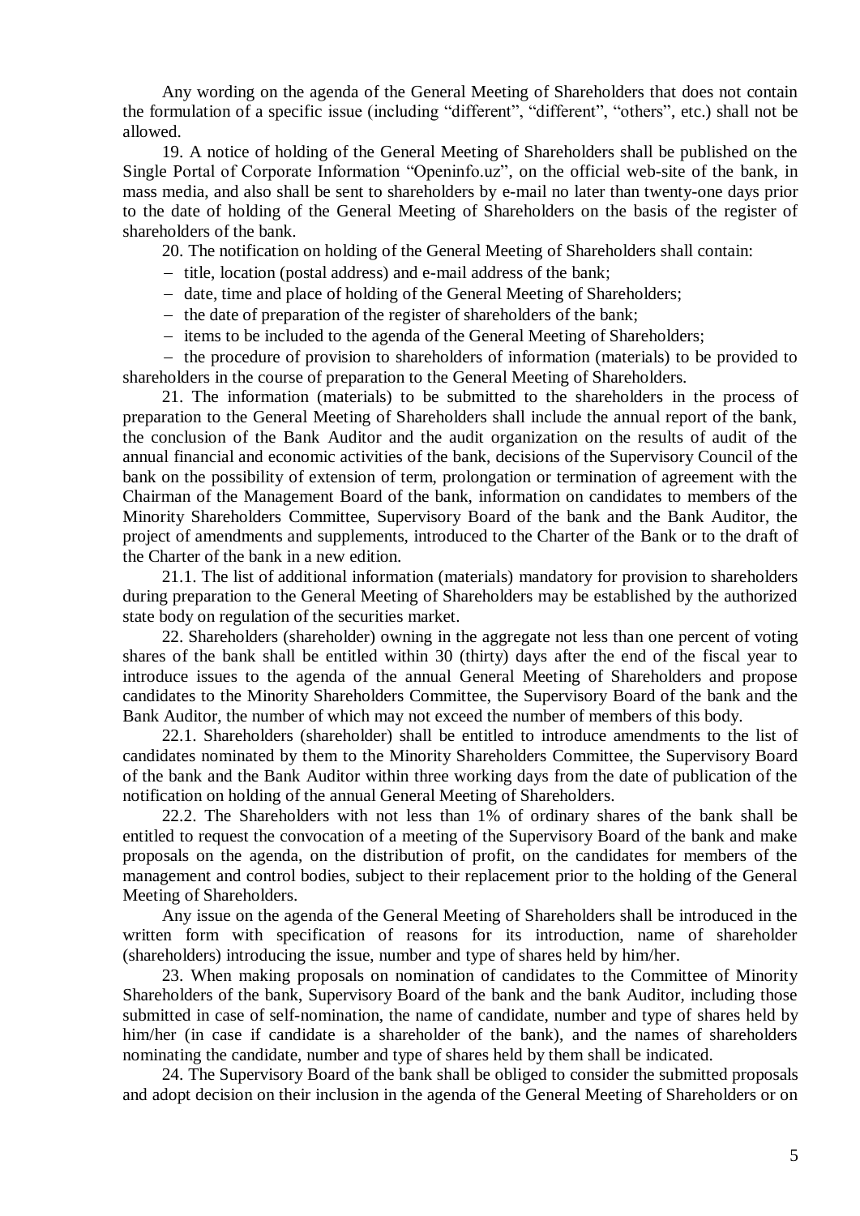Any wording on the agenda of the General Meeting of Shareholders that does not contain the formulation of a specific issue (including "different", "different", "others", etc.) shall not be allowed.

19. A notice of holding of the General Meeting of Shareholders shall be published on the Single Portal of Corporate Information "Openinfo.uz", on the official web-site of the bank, in mass media, and also shall be sent to shareholders by e-mail no later than twenty-one days prior to the date of holding of the General Meeting of Shareholders on the basis of the register of shareholders of the bank.

20. The notification on holding of the General Meeting of Shareholders shall contain:

- title, location (postal address) and e-mail address of the bank;
- date, time and place of holding of the General Meeting of Shareholders;
- the date of preparation of the register of shareholders of the bank;
- items to be included to the agenda of the General Meeting of Shareholders;
- the procedure of provision to shareholders of information (materials) to be provided to shareholders in the course of preparation to the General Meeting of Shareholders.

21. The information (materials) to be submitted to the shareholders in the process of preparation to the General Meeting of Shareholders shall include the annual report of the bank, the conclusion of the Bank Auditor and the audit organization on the results of audit of the annual financial and economic activities of the bank, decisions of the Supervisory Council of the bank on the possibility of extension of term, prolongation or termination of agreement with the Chairman of the Management Board of the bank, information on candidates to members of the Minority Shareholders Committee, Supervisory Board of the bank and the Bank Auditor, the project of amendments and supplements, introduced to the Charter of the Bank or to the draft of the Charter of the bank in a new edition.

21.1. The list of additional information (materials) mandatory for provision to shareholders during preparation to the General Meeting of Shareholders may be established by the authorized state body on regulation of the securities market.

22. Shareholders (shareholder) owning in the aggregate not less than one percent of voting shares of the bank shall be entitled within 30 (thirty) days after the end of the fiscal year to introduce issues to the agenda of the annual General Meeting of Shareholders and propose candidates to the Minority Shareholders Committee, the Supervisory Board of the bank and the Bank Auditor, the number of which may not exceed the number of members of this body.

22.1. Shareholders (shareholder) shall be entitled to introduce amendments to the list of candidates nominated by them to the Minority Shareholders Committee, the Supervisory Board of the bank and the Bank Auditor within three working days from the date of publication of the notification on holding of the annual General Meeting of Shareholders.

22.2. The Shareholders with not less than 1% of ordinary shares of the bank shall be entitled to request the convocation of a meeting of the Supervisory Board of the bank and make proposals on the agenda, on the distribution of profit, on the candidates for members of the management and control bodies, subject to their replacement prior to the holding of the General Meeting of Shareholders.

Any issue on the agenda of the General Meeting of Shareholders shall be introduced in the written form with specification of reasons for its introduction, name of shareholder (shareholders) introducing the issue, number and type of shares held by him/her.

23. When making proposals on nomination of candidates to the Committee of Minority Shareholders of the bank, Supervisory Board of the bank and the bank Auditor, including those submitted in case of self-nomination, the name of candidate, number and type of shares held by him/her (in case if candidate is a shareholder of the bank), and the names of shareholders nominating the candidate, number and type of shares held by them shall be indicated.

24. The Supervisory Board of the bank shall be obliged to consider the submitted proposals and adopt decision on their inclusion in the agenda of the General Meeting of Shareholders or on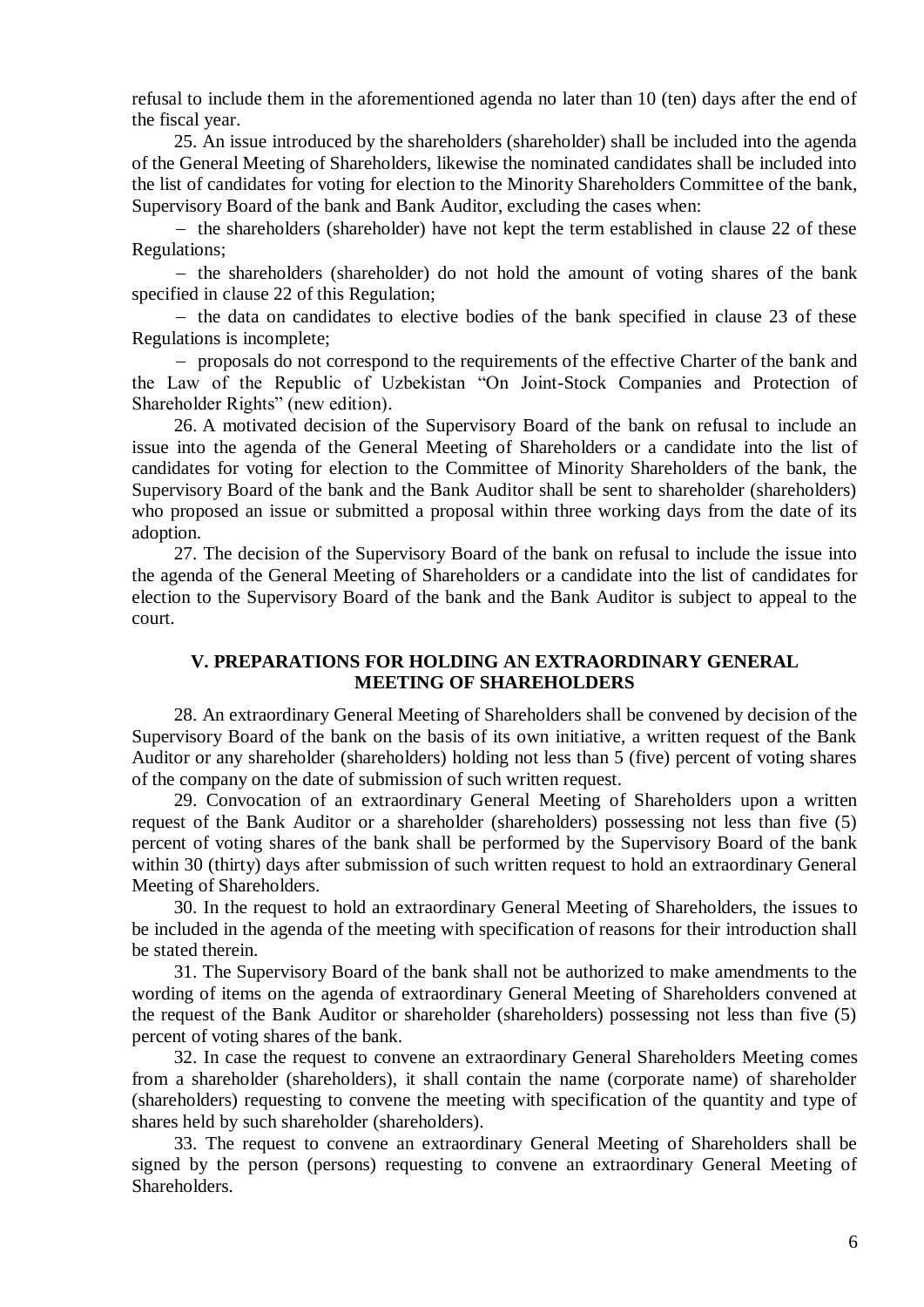refusal to include them in the aforementioned agenda no later than 10 (ten) days after the end of the fiscal year.

25. An issue introduced by the shareholders (shareholder) shall be included into the agenda of the General Meeting of Shareholders, likewise the nominated candidates shall be included into the list of candidates for voting for election to the Minority Shareholders Committee of the bank, Supervisory Board of the bank and Bank Auditor, excluding the cases when:

- the shareholders (shareholder) have not kept the term established in clause 22 of these Regulations;
- the shareholders (shareholder) do not hold the amount of voting shares of the bank specified in clause 22 of this Regulation;
- the data on candidates to elective bodies of the bank specified in clause 23 of these Regulations is incomplete;
- proposals do not correspond to the requirements of the effective Charter of the bank and the Law of the Republic of Uzbekistan "On Joint-Stock Companies and Protection of Shareholder Rights" (new edition).

26. A motivated decision of the Supervisory Board of the bank on refusal to include an issue into the agenda of the General Meeting of Shareholders or a candidate into the list of candidates for voting for election to the Committee of Minority Shareholders of the bank, the Supervisory Board of the bank and the Bank Auditor shall be sent to shareholder (shareholders) who proposed an issue or submitted a proposal within three working days from the date of its adoption.

27. The decision of the Supervisory Board of the bank on refusal to include the issue into the agenda of the General Meeting of Shareholders or a candidate into the list of candidates for election to the Supervisory Board of the bank and the Bank Auditor is subject to appeal to the court.

## V. PREPARATIONS FOR HOLDING AN EXTRAORDINARY GENERAL MEETING OF SHAREHOLDERS

28. An extraordinary General Meeting of Shareholders shall be convened by decision of the Supervisory Board of the bank on the basis of its own initiative, a written request of the Bank Auditor or any shareholder (shareholders) holding not less than 5 (five) percent of voting shares of the company on the date of submission of such written request.

29. Convocation of an extraordinary General Meeting of Shareholders upon a written request of the Bank Auditor or a shareholder (shareholders) possessing not less than five (5) percent of voting shares of the bank shall be performed by the Supervisory Board of the bank within 30 (thirty) days after submission of such written request to hold an extraordinary General Meeting of Shareholders.

30. In the request to hold an extraordinary General Meeting of Shareholders, the issues to be included in the agenda of the meeting with specification of reasons for their introduction shall be stated therein.

31. The Supervisory Board of the bank shall not be authorized to make amendments to the wording of items on the agenda of extraordinary General Meeting of Shareholders convened at the request of the Bank Auditor or shareholder (shareholders) possessing not less than five (5) percent of voting shares of the bank.

32. In case the request to convene an extraordinary General Shareholders Meeting comes from a shareholder (shareholders), it shall contain the name (corporate name) of shareholder (shareholders) requesting to convene the meeting with specification of the quantity and type of shares held by such shareholder (shareholders).

33. The request to convene an extraordinary General Meeting of Shareholders shall be signed by the person (persons) requesting to convene an extraordinary General Meeting of Shareholders.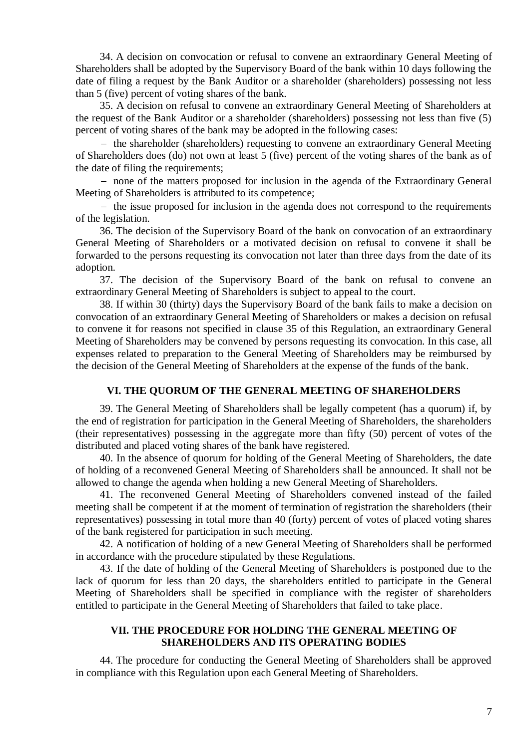34. A decision on convocation or refusal to convene an extraordinary General Meeting of Shareholders shall be adopted by the Supervisory Board of the bank within 10 days following the date of filing a request by the Bank Auditor or a shareholder (shareholders) possessing not less than 5 (five) percent of voting shares of the bank.

35. A decision on refusal to convene an extraordinary General Meeting of Shareholders at the request of the Bank Auditor or a shareholder (shareholders) possessing not less than five (5) percent of voting shares of the bank may be adopted in the following cases:

– the shareholder (shareholders) requesting to convene an extraordinary General Meeting of Shareholders does (do) not own at least 5 (five) percent of the voting shares of the bank as of the date of filing the requirements;

– none of the matters proposed for inclusion in the agenda of the Extraordinary General Meeting of Shareholders is attributed to its competence;

– the issue proposed for inclusion in the agenda does not correspond to the requirements of the legislation.

36. The decision of the Supervisory Board of the bank on convocation of an extraordinary General Meeting of Shareholders or a motivated decision on refusal to convene it shall be forwarded to the persons requesting its convocation not later than three days from the date of its adoption.

37. The decision of the Supervisory Board of the bank on refusal to convene an extraordinary General Meeting of Shareholders is subject to appeal to the court.

38. If within 30 (thirty) days the Supervisory Board of the bank fails to make a decision on convocation of an extraordinary General Meeting of Shareholders or makes a decision on refusal to convene it for reasons not specified in clause 35 of this Regulation, an extraordinary General Meeting of Shareholders may be convened by persons requesting its convocation. In this case, all expenses related to preparation to the General Meeting of Shareholders may be reimbursed by the decision of the General Meeting of Shareholders at the expense of the funds of the bank.

## VI. THE QUORUM OF THE GENERAL MEETING OF SHAREHOLDERS

39. The General Meeting of Shareholders shall be legally competent (has a quorum) if, by the end of registration for participation in the General Meeting of Shareholders, the shareholders (their representatives) possessing in the aggregate more than fifty (50) percent of votes of the distributed and placed voting shares of the bank have registered.

40. In the absence of quorum for holding of the General Meeting of Shareholders, the date of holding of a reconvened General Meeting of Shareholders shall be announced. It shall not be allowed to change the agenda when holding a new General Meeting of Shareholders.

41. The reconvened General Meeting of Shareholders convened instead of the failed meeting shall be competent if at the moment of termination of registration the shareholders (their representatives) possessing in total more than 40 (forty) percent of votes of placed voting shares of the bank registered for participation in such meeting.

42. A notification of holding of a new General Meeting of Shareholders shall be performed in accordance with the procedure stipulated by these Regulations.

43. If the date of holding of the General Meeting of Shareholders is postponed due to the lack of quorum for less than 20 days, the shareholders entitled to participate in the General Meeting of Shareholders shall be specified in compliance with the register of shareholders entitled to participate in the General Meeting of Shareholders that failed to take place.

## VII. THE PROCEDURE FOR HOLDING THE GENERAL MEETING OF SHAREHOLDERS AND ITS OPERATING BODIES

44. The procedure for conducting the General Meeting of Shareholders shall be approved in compliance with this Regulation upon each General Meeting of Shareholders.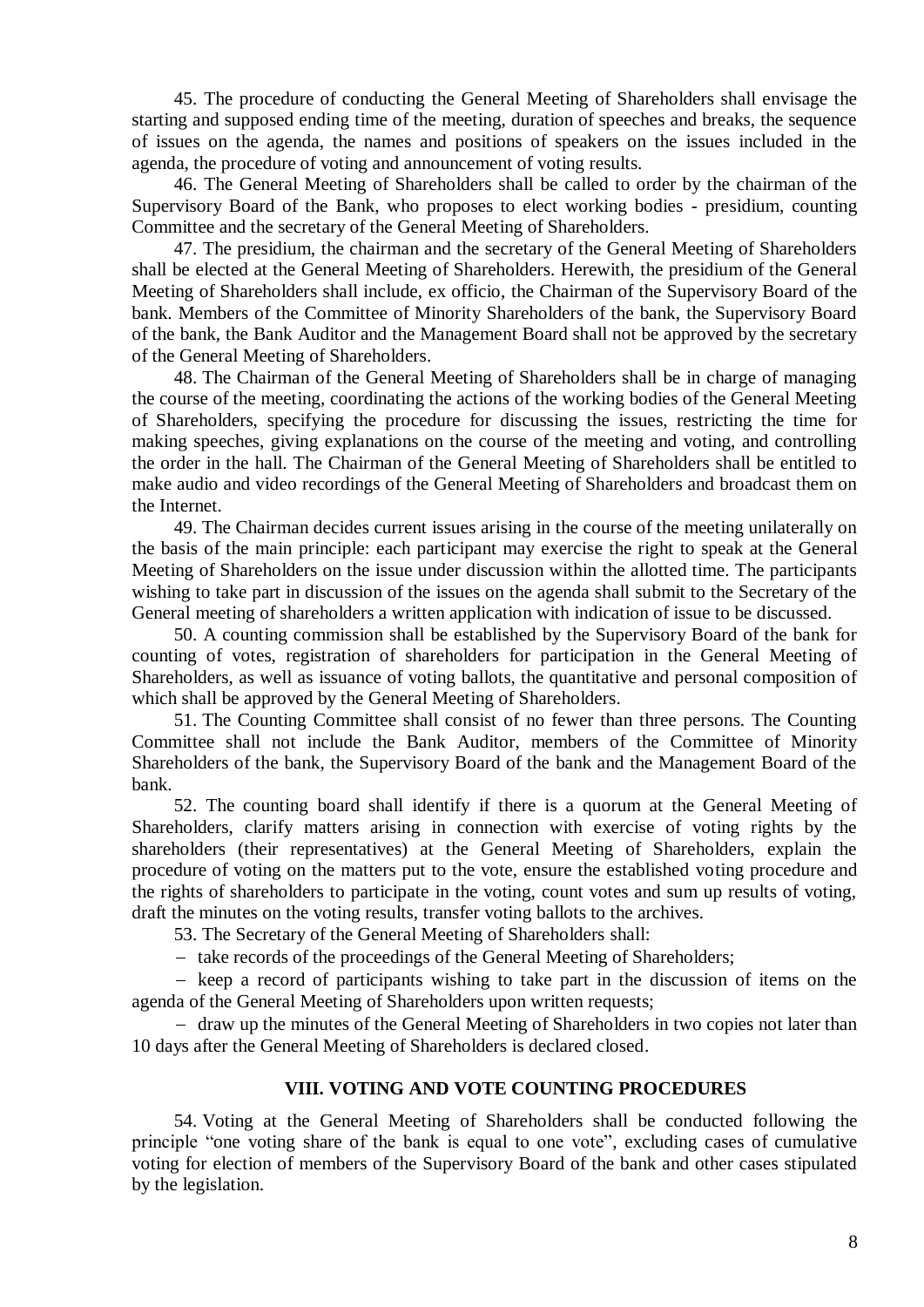45. The procedure of conducting the General Meeting of Shareholders shall envisage the starting and supposed ending time of the meeting, duration of speeches and breaks, the sequence of issues on the agenda, the names and positions of speakers on the issues included in the agenda, the procedure of voting and announcement of voting results.

46. The General Meeting of Shareholders shall be called to order by the chairman of the Supervisory Board of the Bank, who proposes to elect working bodies - presidium, counting Committee and the secretary of the General Meeting of Shareholders.

47. The presidium, the chairman and the secretary of the General Meeting of Shareholders shall be elected at the General Meeting of Shareholders. Herewith, the presidium of the General Meeting of Shareholders shall include, ex officio, the Chairman of the Supervisory Board of the bank. Members of the Committee of Minority Shareholders of the bank, the Supervisory Board of the bank, the Bank Auditor and the Management Board shall not be approved by the secretary of the General Meeting of Shareholders.

48. The Chairman of the General Meeting of Shareholders shall be in charge of managing the course of the meeting, coordinating the actions of the working bodies of the General Meeting of Shareholders, specifying the procedure for discussing the issues, restricting the time for making speeches, giving explanations on the course of the meeting and voting, and controlling the order in the hall. The Chairman of the General Meeting of Shareholders shall be entitled to make audio and video recordings of the General Meeting of Shareholders and broadcast them on the Internet.

49. The Chairman decides current issues arising in the course of the meeting unilaterally on the basis of the main principle: each participant may exercise the right to speak at the General Meeting of Shareholders on the issue under discussion within the allotted time. The participants wishing to take part in discussion of the issues on the agenda shall submit to the Secretary of the General meeting of shareholders a written application with indication of issue to be discussed.

50. A counting commission shall be established by the Supervisory Board of the bank for counting of votes, registration of shareholders for participation in the General Meeting of Shareholders, as well as issuance of voting ballots, the quantitative and personal composition of which shall be approved by the General Meeting of Shareholders.

51. The Counting Committee shall consist of no fewer than three persons. The Counting Committee shall not include the Bank Auditor, members of the Committee of Minority Shareholders of the bank, the Supervisory Board of the bank and the Management Board of the bank.

52. The counting board shall identify if there is a quorum at the General Meeting of Shareholders, clarify matters arising in connection with exercise of voting rights by the shareholders (their representatives) at the General Meeting of Shareholders, explain the procedure of voting on the matters put to the vote, ensure the established voting procedure and the rights of shareholders to participate in the voting, count votes and sum up results of voting, draft the minutes on the voting results, transfer voting ballots to the archives.

53. The Secretary of the General Meeting of Shareholders shall:

- take records of the proceedings of the General Meeting of Shareholders;
- keep a record of participants wishing to take part in the discussion of items on the agenda of the General Meeting of Shareholders upon written requests;
- draw up the minutes of the General Meeting of Shareholders in two copies not later than 10 days after the General Meeting of Shareholders is declared closed.

## VIII. VOTING AND VOTE COUNTING PROCEDURES

54. Voting at the General Meeting of Shareholders shall be conducted following the principle "one voting share of the bank is equal to one vote", excluding cases of cumulative voting for election of members of the Supervisory Board of the bank and other cases stipulated by the legislation.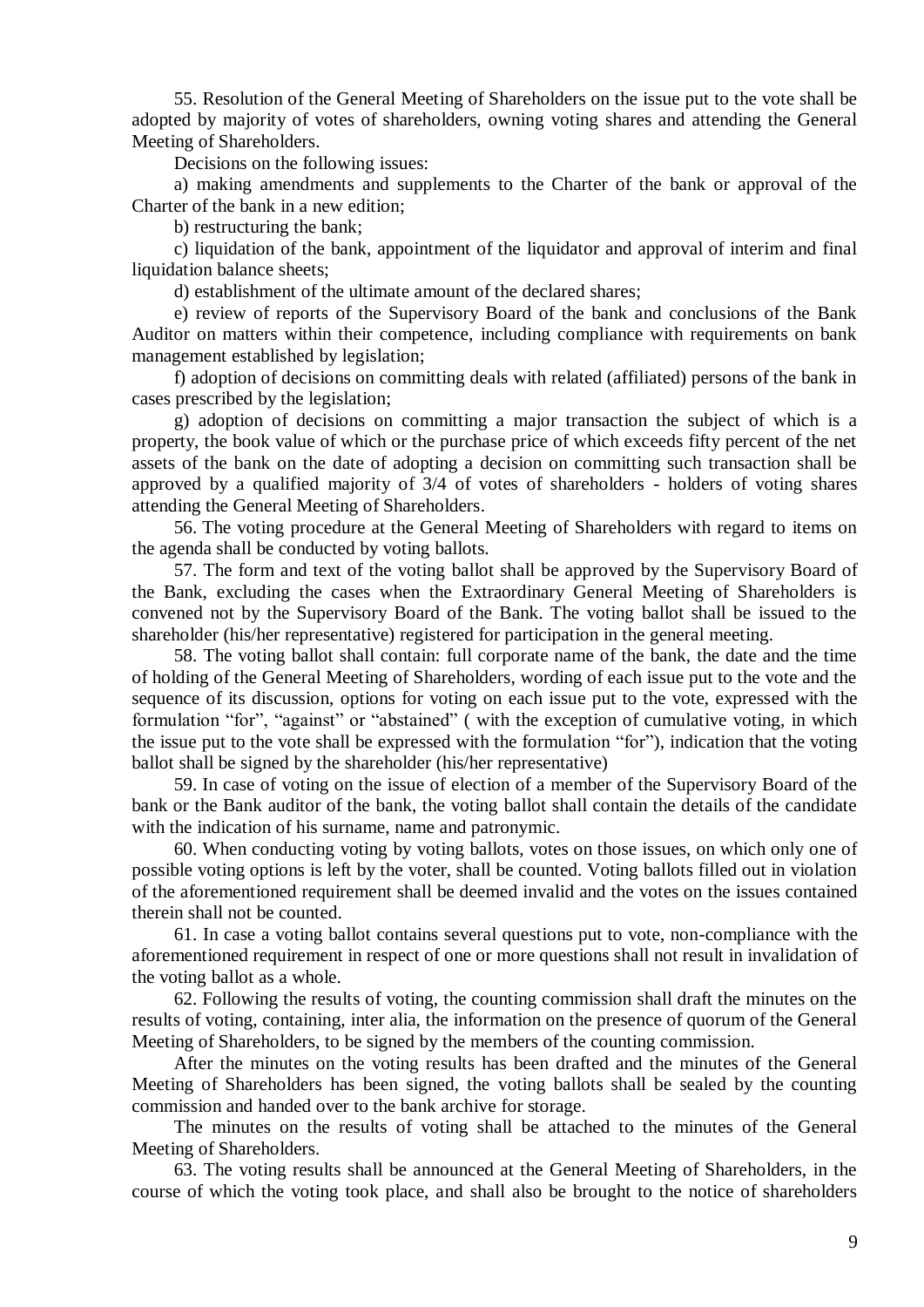55. Resolution of the General Meeting of Shareholders on the issue put to the vote shall be adopted by majority of votes of shareholders, owning voting shares and attending the General Meeting of Shareholders.

Decisions on the following issues:

a) making amendments and supplements to the Charter of the bank or approval of the Charter of the bank in a new edition;

b) restructuring the bank;

c) liquidation of the bank, appointment of the liquidator and approval of interim and final liquidation balance sheets;

d) establishment of the ultimate amount of the declared shares;

e) review of reports of the Supervisory Board of the bank and conclusions of the Bank Auditor on matters within their competence, including compliance with requirements on bank management established by legislation;

f) adoption of decisions on committing deals with related (affiliated) persons of the bank in cases prescribed by the legislation;

g) adoption of decisions on committing a major transaction the subject of which is a property, the book value of which or the purchase price of which exceeds fifty percent of the net assets of the bank on the date of adopting a decision on committing such transaction shall be approved by a qualified majority of 3/4 of votes of shareholders - holders of voting shares attending the General Meeting of Shareholders.

56. The voting procedure at the General Meeting of Shareholders with regard to items on the agenda shall be conducted by voting ballots.

57. The form and text of the voting ballot shall be approved by the Supervisory Board of the Bank, excluding the cases when the Extraordinary General Meeting of Shareholders is convened not by the Supervisory Board of the Bank. The voting ballot shall be issued to the shareholder (his/her representative) registered for participation in the general meeting.

58. The voting ballot shall contain: full corporate name of the bank, the date and the time of holding of the General Meeting of Shareholders, wording of each issue put to the vote and the sequence of its discussion, options for voting on each issue put to the vote, expressed with the formulation "for", "against" or "abstained" ( with the exception of cumulative voting, in which the issue put to the vote shall be expressed with the formulation "for"), indication that the voting ballot shall be signed by the shareholder (his/her representative)

59. In case of voting on the issue of election of a member of the Supervisory Board of the bank or the Bank auditor of the bank, the voting ballot shall contain the details of the candidate with the indication of his surname, name and patronymic.

60. When conducting voting by voting ballots, votes on those issues, on which only one of possible voting options is left by the voter, shall be counted. Voting ballots filled out in violation of the aforementioned requirement shall be deemed invalid and the votes on the issues contained therein shall not be counted.

61. In case a voting ballot contains several questions put to vote, non-compliance with the aforementioned requirement in respect of one or more questions shall not result in invalidation of the voting ballot as a whole.

62. Following the results of voting, the counting commission shall draft the minutes on the results of voting, containing, inter alia, the information on the presence of quorum of the General Meeting of Shareholders, to be signed by the members of the counting commission.

After the minutes on the voting results has been drafted and the minutes of the General Meeting of Shareholders has been signed, the voting ballots shall be sealed by the counting commission and handed over to the bank archive for storage.

The minutes on the results of voting shall be attached to the minutes of the General Meeting of Shareholders.

63. The voting results shall be announced at the General Meeting of Shareholders, in the course of which the voting took place, and shall also be brought to the notice of shareholders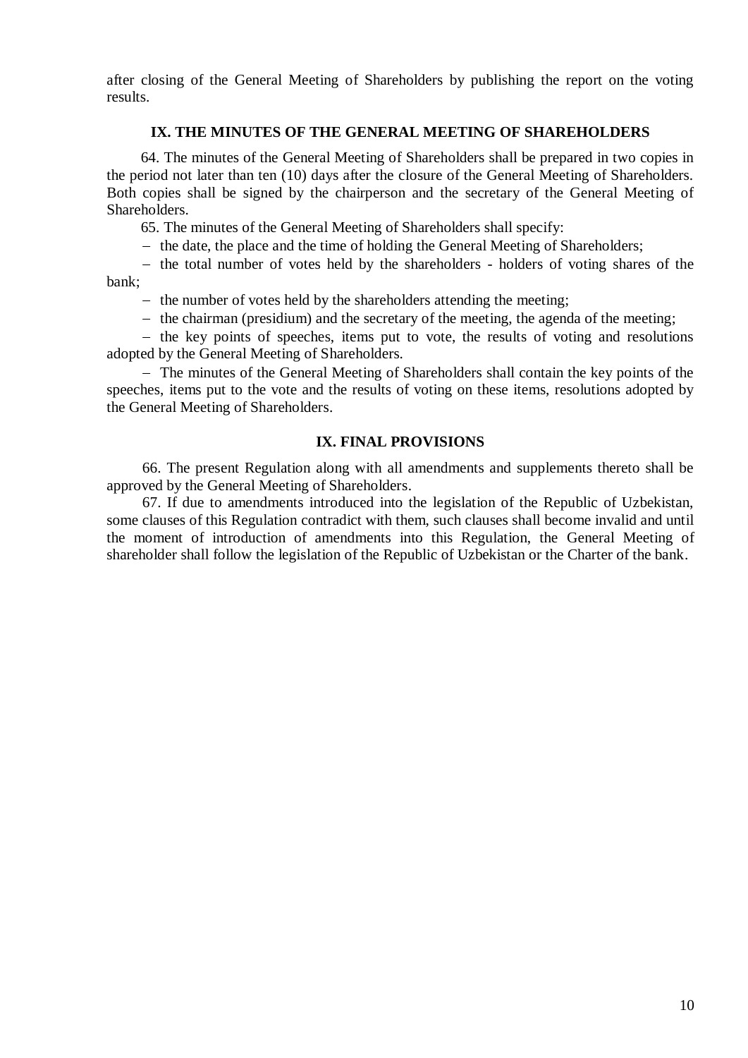after closing of the General Meeting of Shareholders by publishing the report on the voting results.

## IX. THE MINUTES OF THE GENERAL MEETING OF SHAREHOLDERS

64. The minutes of the General Meeting of Shareholders shall be prepared in two copies in the period not later than ten (10) days after the closure of the General Meeting of Shareholders. Both copies shall be signed by the chairperson and the secretary of the General Meeting of Shareholders.

65. The minutes of the General Meeting of Shareholders shall specify:

- the date, the place and the time of holding the General Meeting of Shareholders;
- the total number of votes held by the shareholders - holders of voting shares of the bank;
- the number of votes held by the shareholders attending the meeting;
- the chairman (presidium) and the secretary of the meeting, the agenda of the meeting;
- the key points of speeches, items put to vote, the results of voting and resolutions adopted by the General Meeting of Shareholders.
- The minutes of the General Meeting of Shareholders shall contain the key points of the speeches, items put to the vote and the results of voting on these items, resolutions adopted by the General Meeting of Shareholders.

## IX. FINAL PROVISIONS

66. The present Regulation along with all amendments and supplements thereto shall be approved by the General Meeting of Shareholders.

67. If due to amendments introduced into the legislation of the Republic of Uzbekistan, some clauses of this Regulation contradict with them, such clauses shall become invalid and until the moment of introduction of amendments into this Regulation, the General Meeting of shareholder shall follow the legislation of the Republic of Uzbekistan or the Charter of the bank.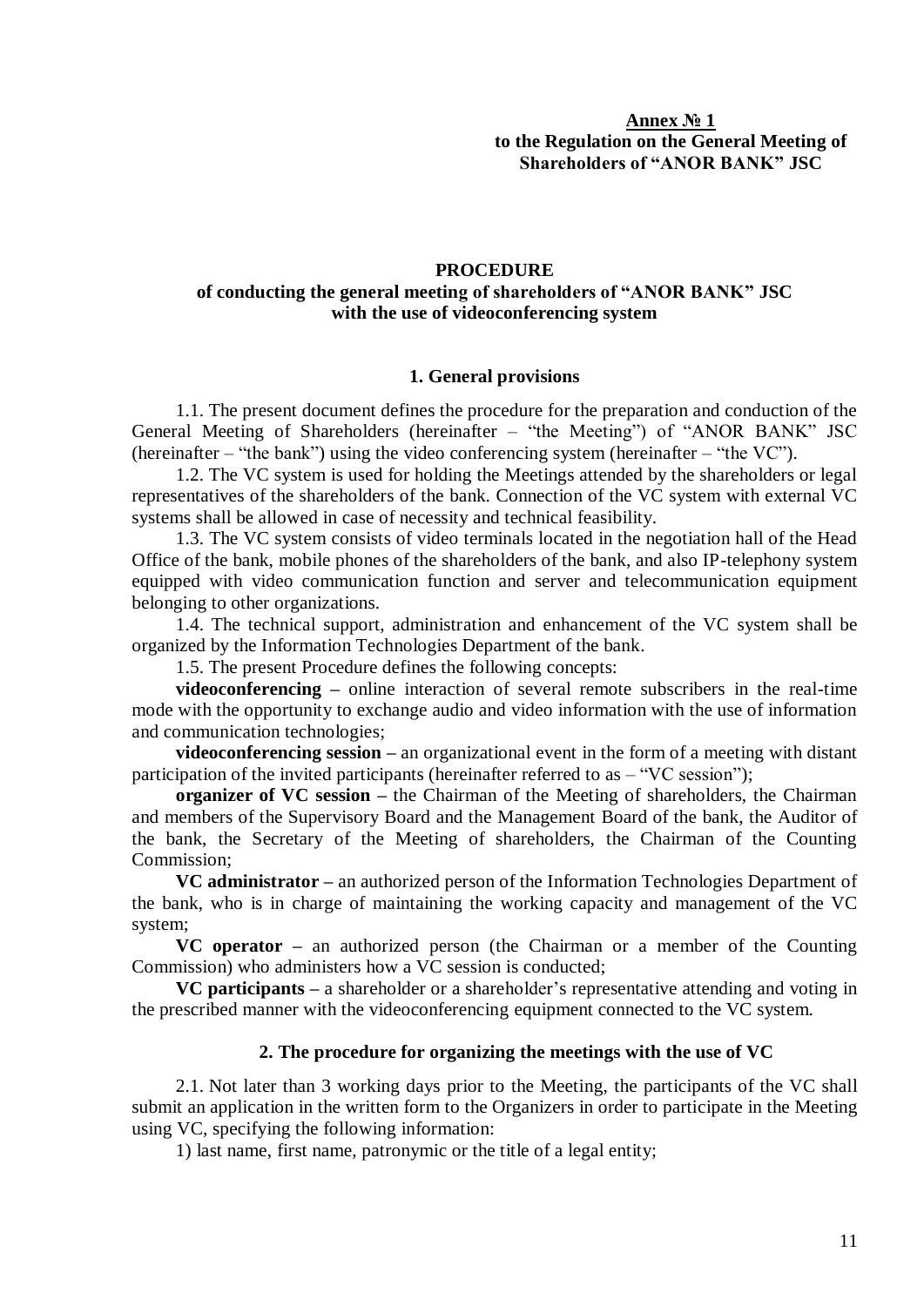**Annex № 1**
**to the Regulation on the General Meeting of Shareholders of "ANOR BANK" JSC**

## PROCEDURE
### of conducting the general meeting of shareholders of "ANOR BANK" JSC with the use of videoconferencing system

### 1. General provisions

1.1. The present document defines the procedure for the preparation and conduction of the General Meeting of Shareholders (hereinafter – "the Meeting") of "ANOR BANK" JSC (hereinafter – "the bank") using the video conferencing system (hereinafter – "the VC").

1.2. The VC system is used for holding the Meetings attended by the shareholders or legal representatives of the shareholders of the bank. Connection of the VC system with external VC systems shall be allowed in case of necessity and technical feasibility.

1.3. The VC system consists of video terminals located in the negotiation hall of the Head Office of the bank, mobile phones of the shareholders of the bank, and also IP-telephony system equipped with video communication function and server and telecommunication equipment belonging to other organizations.

1.4. The technical support, administration and enhancement of the VC system shall be organized by the Information Technologies Department of the bank.

1.5. The present Procedure defines the following concepts:

**videoconferencing –** online interaction of several remote subscribers in the real-time mode with the opportunity to exchange audio and video information with the use of information and communication technologies;

**videoconferencing session –** an organizational event in the form of a meeting with distant participation of the invited participants (hereinafter referred to as – "VC session");

**organizer of VC session –** the Chairman of the Meeting of shareholders, the Chairman and members of the Supervisory Board and the Management Board of the bank, the Auditor of the bank, the Secretary of the Meeting of shareholders, the Chairman of the Counting Commission;

**VC administrator –** an authorized person of the Information Technologies Department of the bank, who is in charge of maintaining the working capacity and management of the VC system;

**VC operator –** an authorized person (the Chairman or a member of the Counting Commission) who administers how a VC session is conducted;

**VC participants –** a shareholder or a shareholder's representative attending and voting in the prescribed manner with the videoconferencing equipment connected to the VC system.

### 2. The procedure for organizing the meetings with the use of VC

2.1. Not later than 3 working days prior to the Meeting, the participants of the VC shall submit an application in the written form to the Organizers in order to participate in the Meeting using VC, specifying the following information:

1) last name, first name, patronymic or the title of a legal entity;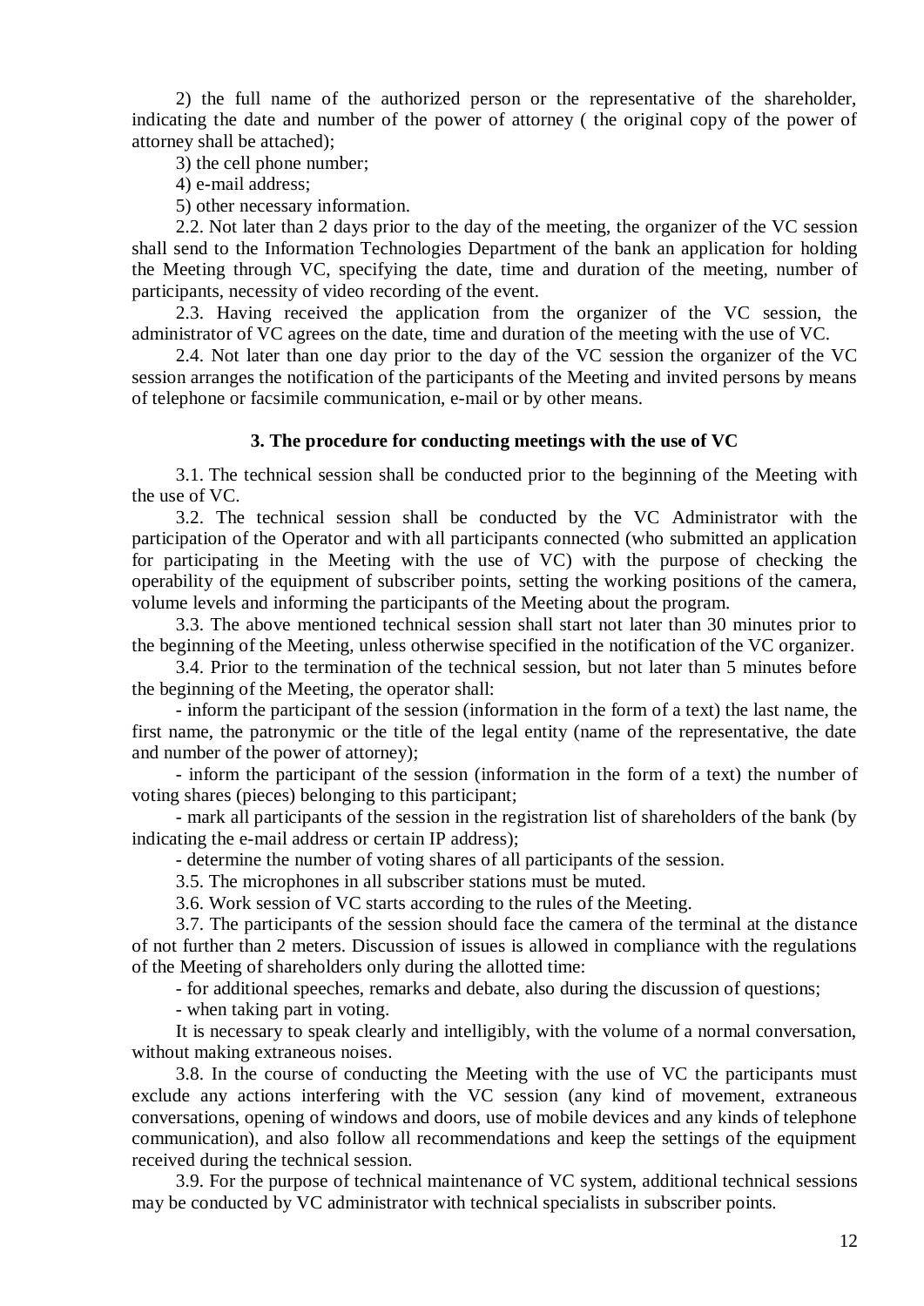2) the full name of the authorized person or the representative of the shareholder, indicating the date and number of the power of attorney ( the original copy of the power of attorney shall be attached);

3) the cell phone number;

4) e-mail address;

5) other necessary information.

2.2. Not later than 2 days prior to the day of the meeting, the organizer of the VC session shall send to the Information Technologies Department of the bank an application for holding the Meeting through VC, specifying the date, time and duration of the meeting, number of participants, necessity of video recording of the event.

2.3. Having received the application from the organizer of the VC session, the administrator of VC agrees on the date, time and duration of the meeting with the use of VC.

2.4. Not later than one day prior to the day of the VC session the organizer of the VC session arranges the notification of the participants of the Meeting and invited persons by means of telephone or facsimile communication, e-mail or by other means.

### 3. The procedure for conducting meetings with the use of VC

3.1. The technical session shall be conducted prior to the beginning of the Meeting with the use of VC.

3.2. The technical session shall be conducted by the VC Administrator with the participation of the Operator and with all participants connected (who submitted an application for participating in the Meeting with the use of VC) with the purpose of checking the operability of the equipment of subscriber points, setting the working positions of the camera, volume levels and informing the participants of the Meeting about the program.

3.3. The above mentioned technical session shall start not later than 30 minutes prior to the beginning of the Meeting, unless otherwise specified in the notification of the VC organizer.

3.4. Prior to the termination of the technical session, but not later than 5 minutes before the beginning of the Meeting, the operator shall:

- inform the participant of the session (information in the form of a text) the last name, the first name, the patronymic or the title of the legal entity (name of the representative, the date and number of the power of attorney);

- inform the participant of the session (information in the form of a text) the number of voting shares (pieces) belonging to this participant;

- mark all participants of the session in the registration list of shareholders of the bank (by indicating the e-mail address or certain IP address);

- determine the number of voting shares of all participants of the session.

3.5. The microphones in all subscriber stations must be muted.

3.6. Work session of VC starts according to the rules of the Meeting.

3.7. The participants of the session should face the camera of the terminal at the distance of not further than 2 meters. Discussion of issues is allowed in compliance with the regulations of the Meeting of shareholders only during the allotted time:

- for additional speeches, remarks and debate, also during the discussion of questions;

- when taking part in voting.

It is necessary to speak clearly and intelligibly, with the volume of a normal conversation, without making extraneous noises.

3.8. In the course of conducting the Meeting with the use of VC the participants must exclude any actions interfering with the VC session (any kind of movement, extraneous conversations, opening of windows and doors, use of mobile devices and any kinds of telephone communication), and also follow all recommendations and keep the settings of the equipment received during the technical session.

3.9. For the purpose of technical maintenance of VC system, additional technical sessions may be conducted by VC administrator with technical specialists in subscriber points.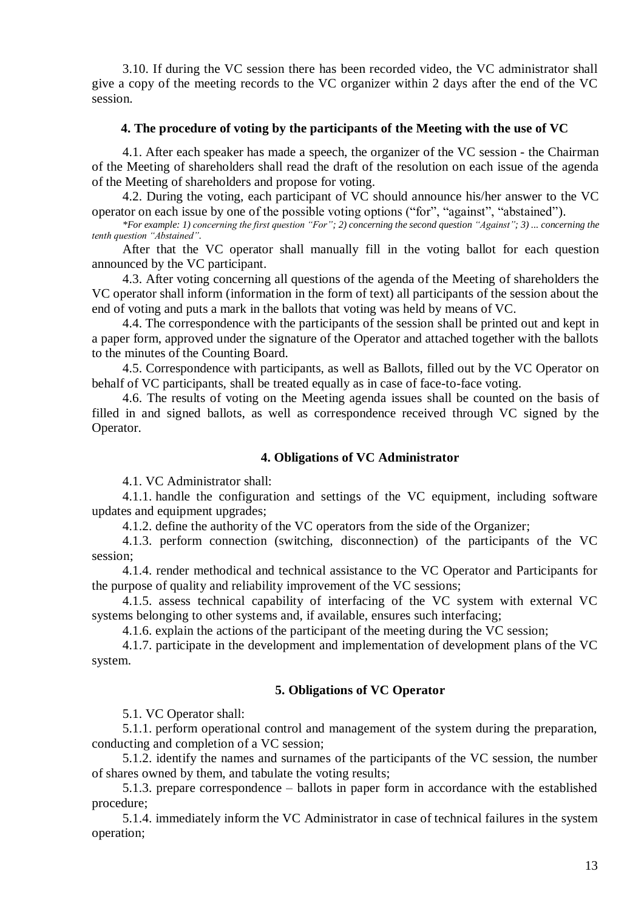3.10. If during the VC session there has been recorded video, the VC administrator shall give a copy of the meeting records to the VC organizer within 2 days after the end of the VC session.

### 4. The procedure of voting by the participants of the Meeting with the use of VC

4.1. After each speaker has made a speech, the organizer of the VC session - the Chairman of the Meeting of shareholders shall read the draft of the resolution on each issue of the agenda of the Meeting of shareholders and propose for voting.

4.2. During the voting, each participant of VC should announce his/her answer to the VC operator on each issue by one of the possible voting options ("for", "against", "abstained").

*\*For example: 1) concerning the first question "For"; 2) concerning the second question "Against"; 3) ... concerning the tenth question "Abstained".*

After that the VC operator shall manually fill in the voting ballot for each question announced by the VC participant.

4.3. After voting concerning all questions of the agenda of the Meeting of shareholders the VC operator shall inform (information in the form of text) all participants of the session about the end of voting and puts a mark in the ballots that voting was held by means of VC.

4.4. The correspondence with the participants of the session shall be printed out and kept in a paper form, approved under the signature of the Operator and attached together with the ballots to the minutes of the Counting Board.

4.5. Correspondence with participants, as well as Ballots, filled out by the VC Operator on behalf of VC participants, shall be treated equally as in case of face-to-face voting.

4.6. The results of voting on the Meeting agenda issues shall be counted on the basis of filled in and signed ballots, as well as correspondence received through VC signed by the Operator.

### 4. Obligations of VC Administrator

4.1. VC Administrator shall:

4.1.1. handle the configuration and settings of the VC equipment, including software updates and equipment upgrades;

4.1.2. define the authority of the VC operators from the side of the Organizer;

4.1.3. perform connection (switching, disconnection) of the participants of the VC session;

4.1.4. render methodical and technical assistance to the VC Operator and Participants for the purpose of quality and reliability improvement of the VC sessions;

4.1.5. assess technical capability of interfacing of the VC system with external VC systems belonging to other systems and, if available, ensures such interfacing;

4.1.6. explain the actions of the participant of the meeting during the VC session;

4.1.7. participate in the development and implementation of development plans of the VC system.

### 5. Obligations of VC Operator

5.1. VC Operator shall:

5.1.1. perform operational control and management of the system during the preparation, conducting and completion of a VC session;

5.1.2. identify the names and surnames of the participants of the VC session, the number of shares owned by them, and tabulate the voting results;

5.1.3. prepare correspondence – ballots in paper form in accordance with the established procedure;

5.1.4. immediately inform the VC Administrator in case of technical failures in the system operation;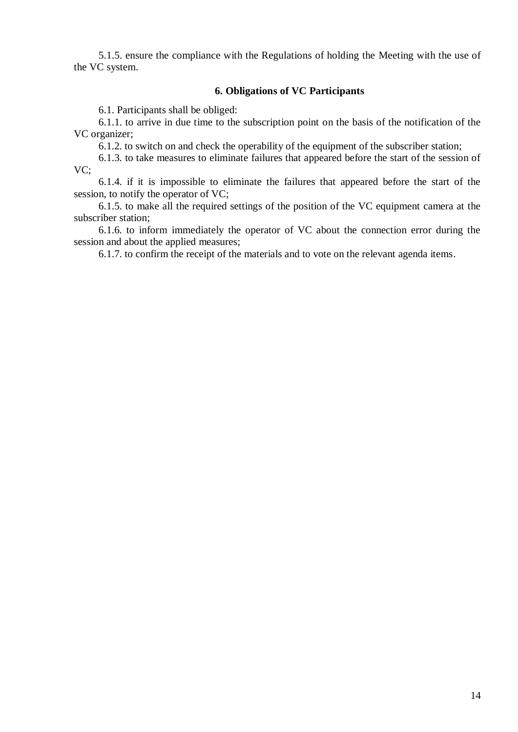5.1.5. ensure the compliance with the Regulations of holding the Meeting with the use of the VC system.

## 6. Obligations of VC Participants

6.1. Participants shall be obliged:

6.1.1. to arrive in due time to the subscription point on the basis of the notification of the VC organizer;

6.1.2. to switch on and check the operability of the equipment of the subscriber station;

6.1.3. to take measures to eliminate failures that appeared before the start of the session of VC;

6.1.4. if it is impossible to eliminate the failures that appeared before the start of the session, to notify the operator of VC;

6.1.5. to make all the required settings of the position of the VC equipment camera at the subscriber station;

6.1.6. to inform immediately the operator of VC about the connection error during the session and about the applied measures;

6.1.7. to confirm the receipt of the materials and to vote on the relevant agenda items.